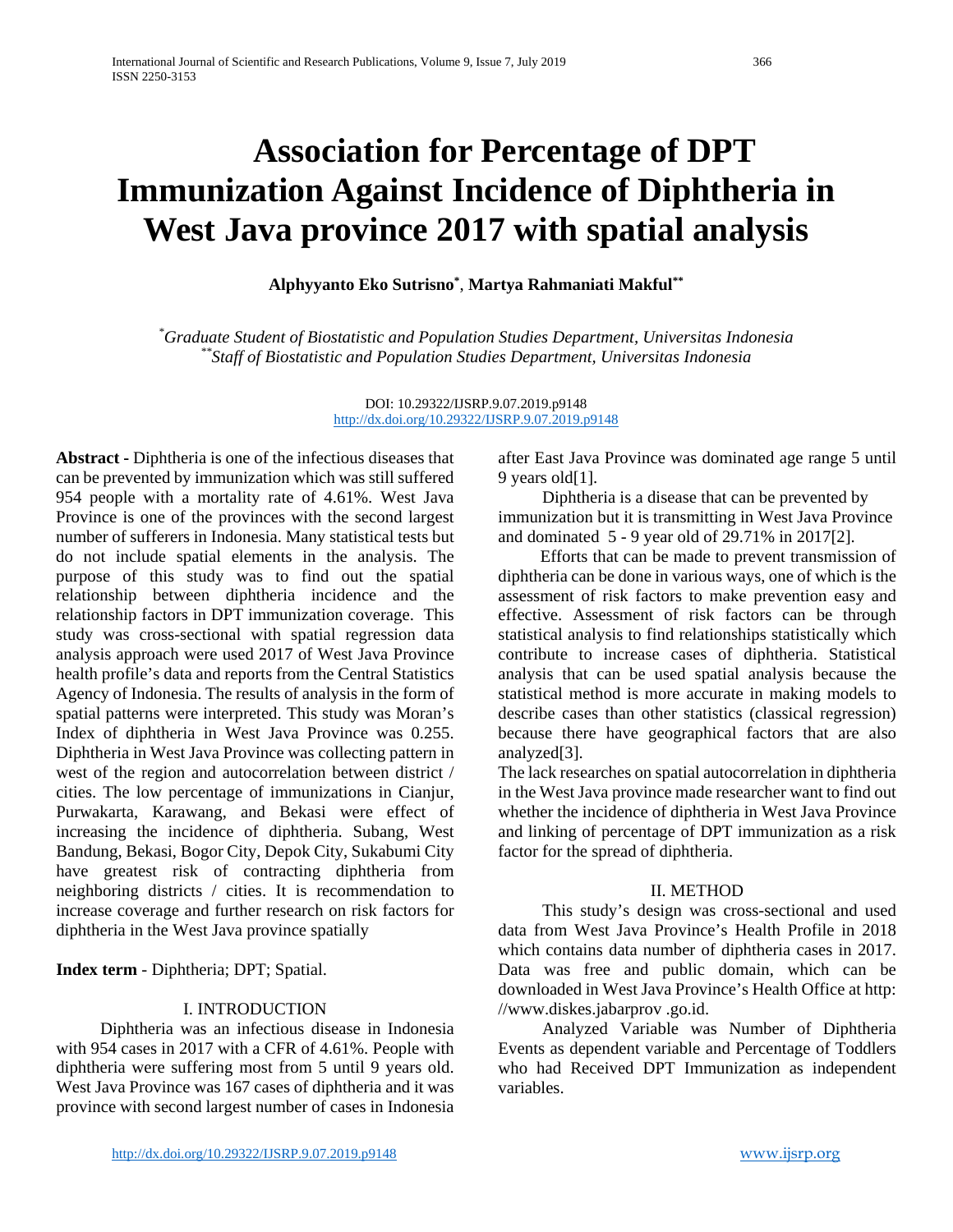# Association for Percentage of DPT Immunization Against Incidence of Diphtheria in West Java province 2017 with spatial analysis

**Alphyyanto Eko Sutrisno[*]**, **Martya Rahmaniati Makful[**]**

[*] *Graduate Student of Biostatistic and Population Studies Department, Universitas Indonesia*
[**] *Staff of Biostatistic and Population Studies Department, Universitas Indonesia*

DOI: 10.29322/IJSRP.9.07.2019.p9148
http://dx.doi.org/10.29322/IJSRP.9.07.2019.p9148

**Abstract -** Diphtheria is one of the infectious diseases that can be prevented by immunization which was still suffered 954 people with a mortality rate of 4.61%. West Java Province is one of the provinces with the second largest number of sufferers in Indonesia. Many statistical tests but do not include spatial elements in the analysis. The purpose of this study was to find out the spatial relationship between diphtheria incidence and the relationship factors in DPT immunization coverage. This study was cross-sectional with spatial regression data analysis approach were used 2017 of West Java Province health profile's data and reports from the Central Statistics Agency of Indonesia. The results of analysis in the form of spatial patterns were interpreted. This study was Moran's Index of diphtheria in West Java Province was 0.255. Diphtheria in West Java Province was collecting pattern in west of the region and autocorrelation between district / cities. The low percentage of immunizations in Cianjur, Purwakarta, Karawang, and Bekasi were effect of increasing the incidence of diphtheria. Subang, West Bandung, Bekasi, Bogor City, Depok City, Sukabumi City have greatest risk of contracting diphtheria from neighboring districts / cities. It is recommendation to increase coverage and further research on risk factors for diphtheria in the West Java province spatially

**Index term** - Diphtheria; DPT; Spatial.

## I. INTRODUCTION

Diphtheria was an infectious disease in Indonesia with 954 cases in 2017 with a CFR of 4.61%. People with diphtheria were suffering most from 5 until 9 years old. West Java Province was 167 cases of diphtheria and it was province with second largest number of cases in Indonesia after East Java Province was dominated age range 5 until 9 years old[1].

Diphtheria is a disease that can be prevented by immunization but it is transmitting in West Java Province and dominated 5 - 9 year old of 29.71% in 2017[2].

Efforts that can be made to prevent transmission of diphtheria can be done in various ways, one of which is the assessment of risk factors to make prevention easy and effective. Assessment of risk factors can be through statistical analysis to find relationships statistically which contribute to increase cases of diphtheria. Statistical analysis that can be used spatial analysis because the statistical method is more accurate in making models to describe cases than other statistics (classical regression) because there have geographical factors that are also analyzed[3].

The lack researches on spatial autocorrelation in diphtheria in the West Java province made researcher want to find out whether the incidence of diphtheria in West Java Province and linking of percentage of DPT immunization as a risk factor for the spread of diphtheria.

## II. METHOD

This study's design was cross-sectional and used data from West Java Province's Health Profile in 2018 which contains data number of diphtheria cases in 2017. Data was free and public domain, which can be downloaded in West Java Province's Health Office at http: //www.diskes.jabarprov .go.id.

Analyzed Variable was Number of Diphtheria Events as dependent variable and Percentage of Toddlers who had Received DPT Immunization as independent variables.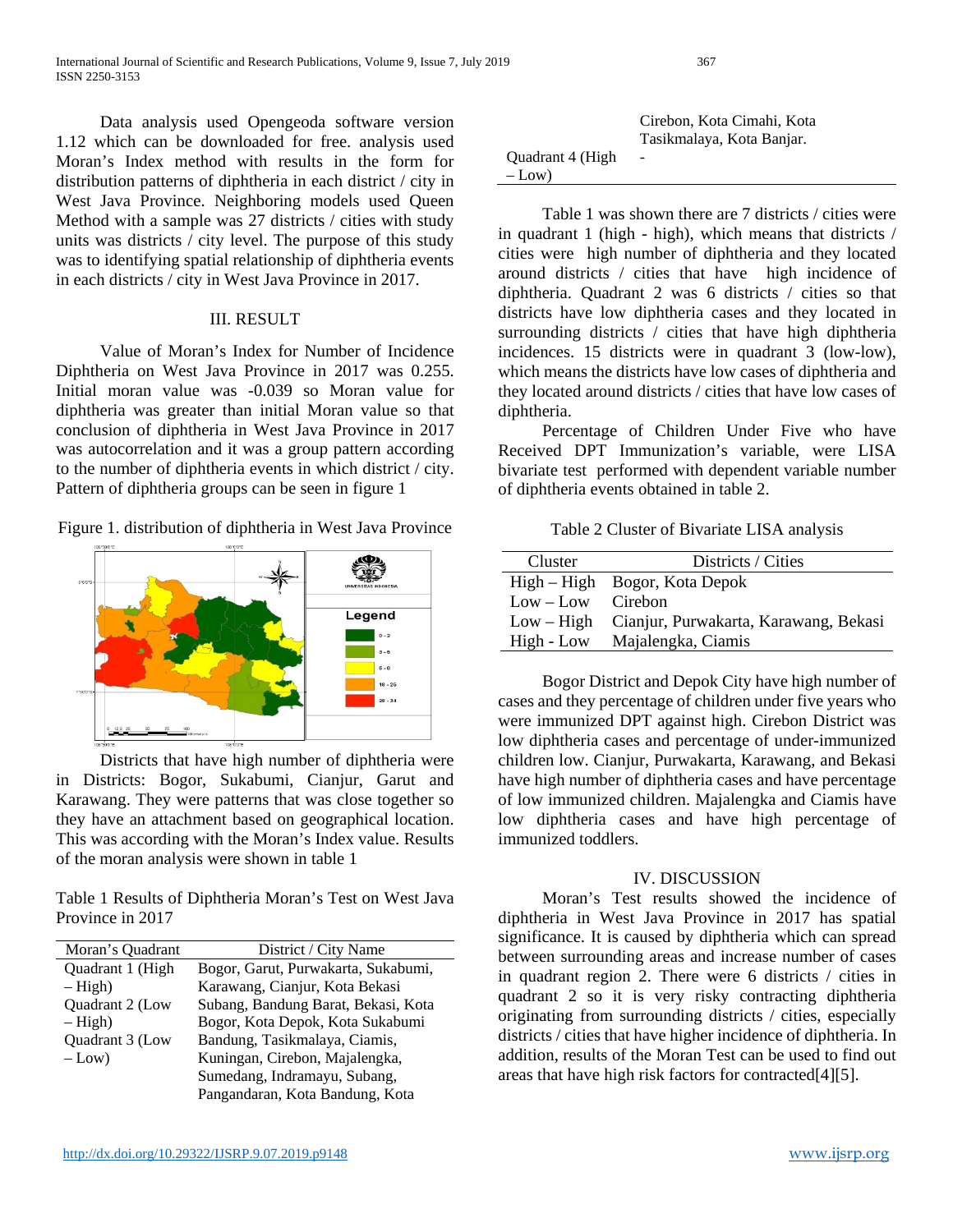Data analysis used Opengeoda software version 1.12 which can be downloaded for free. analysis used Moran's Index method with results in the form for distribution patterns of diphtheria in each district / city in West Java Province. Neighboring models used Queen Method with a sample was 27 districts / cities with study units was districts / city level. The purpose of this study was to identifying spatial relationship of diphtheria events in each districts / city in West Java Province in 2017.

## III. RESULT

Value of Moran's Index for Number of Incidence Diphtheria on West Java Province in 2017 was 0.255. Initial moran value was -0.039 so Moran value for diphtheria was greater than initial Moran value so that conclusion of diphtheria in West Java Province in 2017 was autocorrelation and it was a group pattern according to the number of diphtheria events in which district / city. Pattern of diphtheria groups can be seen in figure 1

Figure 1. distribution of diphtheria in West Java Province

Districts that have high number of diphtheria were in Districts: Bogor, Sukabumi, Cianjur, Garut and Karawang. They were patterns that was close together so they have an attachment based on geographical location. This was according with the Moran's Index value. Results of the moran analysis were shown in table 1

Table 1 Results of Diphtheria Moran's Test on West Java Province in 2017

| Moran's Quadrant | District / City Name |
|---|---|
| Quadrant 1 (High – High) | Bogor, Garut, Purwakarta, Sukabumi, Karawang, Cianjur, Kota Bekasi |
| Quadrant 2 (Low – High) | Subang, Bandung Barat, Bekasi, Kota Bogor, Kota Depok, Kota Sukabumi |
| Quadrant 3 (Low – Low) | Bandung, Tasikmalaya, Ciamis, Kuningan, Cirebon, Majalengka, Sumedang, Indramayu, Subang, Pangandaran, Kota Bandung, Kota Cirebon, Kota Cimahi, Kota Tasikmalaya, Kota Banjar. |
| Quadrant 4 (High – Low) | - |

Table 1 was shown there are 7 districts / cities were in quadrant 1 (high - high), which means that districts / cities were high number of diphtheria and they located around districts / cities that have high incidence of diphtheria. Quadrant 2 was 6 districts / cities so that districts have low diphtheria cases and they located in surrounding districts / cities that have high diphtheria incidences. 15 districts were in quadrant 3 (low-low), which means the districts have low cases of diphtheria and they located around districts / cities that have low cases of diphtheria.

Percentage of Children Under Five who have Received DPT Immunization's variable, were LISA bivariate test performed with dependent variable number of diphtheria events obtained in table 2.

Table 2 Cluster of Bivariate LISA analysis

| Cluster | Districts / Cities |
|---|---|
| High – High | Bogor, Kota Depok |
| Low – Low | Cirebon |
| Low – High | Cianjur, Purwakarta, Karawang, Bekasi |
| High - Low | Majalengka, Ciamis |

Bogor District and Depok City have high number of cases and they percentage of children under five years who were immunized DPT against high. Cirebon District was low diphtheria cases and percentage of under-immunized children low. Cianjur, Purwakarta, Karawang, and Bekasi have high number of diphtheria cases and have percentage of low immunized children. Majalengka and Ciamis have low diphtheria cases and have high percentage of immunized toddlers.

## IV. DISCUSSION

Moran's Test results showed the incidence of diphtheria in West Java Province in 2017 has spatial significance. It is caused by diphtheria which can spread between surrounding areas and increase number of cases in quadrant region 2. There were 6 districts / cities in quadrant 2 so it is very risky contracting diphtheria originating from surrounding districts / cities, especially districts / cities that have higher incidence of diphtheria. In addition, results of the Moran Test can be used to find out areas that have high risk factors for contracted[4][5].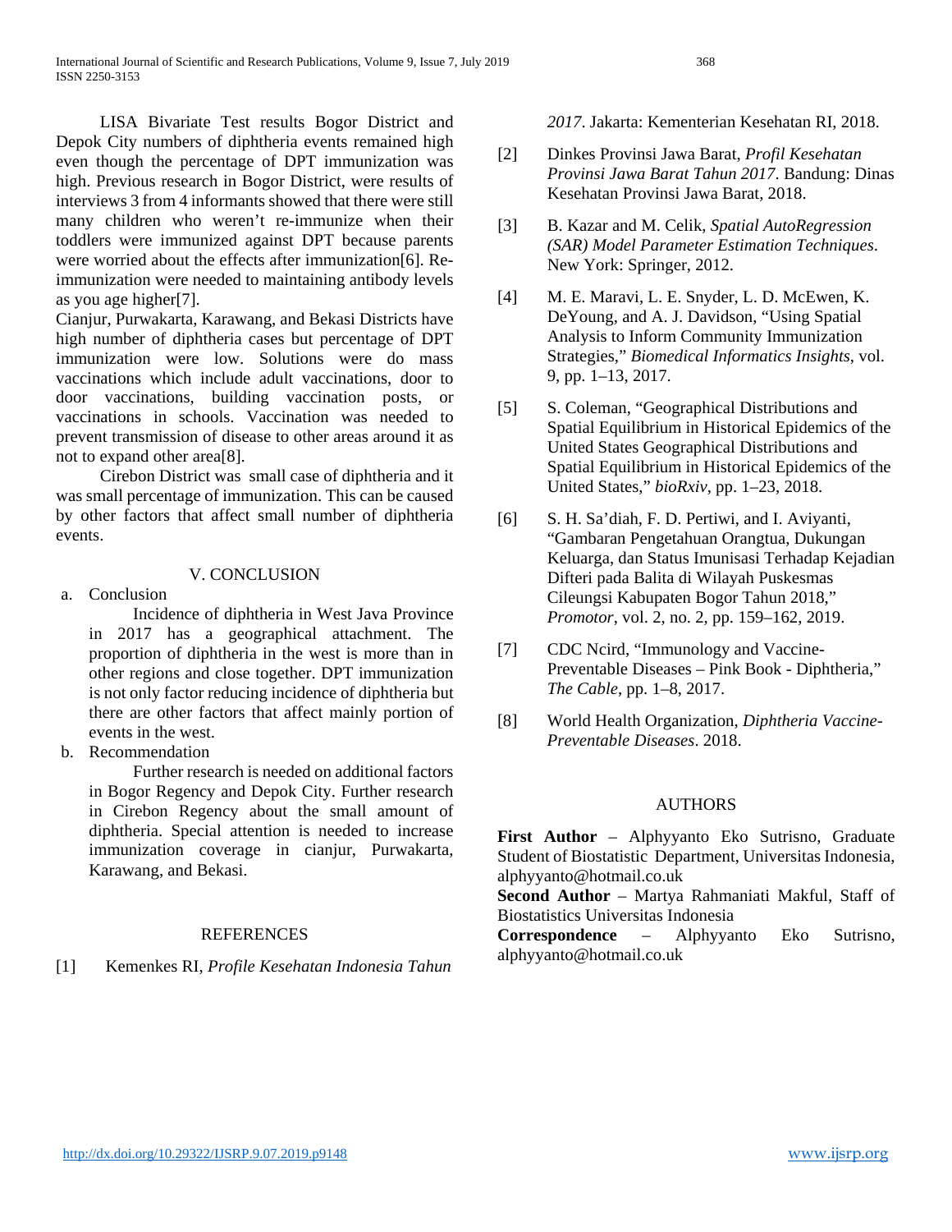LISA Bivariate Test results Bogor District and Depok City numbers of diphtheria events remained high even though the percentage of DPT immunization was high. Previous research in Bogor District, were results of interviews 3 from 4 informants showed that there were still many children who weren't re-immunize when their toddlers were immunized against DPT because parents were worried about the effects after immunization[6]. Re-immunization were needed to maintaining antibody levels as you age higher[7].

Cianjur, Purwakarta, Karawang, and Bekasi Districts have high number of diphtheria cases but percentage of DPT immunization were low. Solutions were do mass vaccinations which include adult vaccinations, door to door vaccinations, building vaccination posts, or vaccinations in schools. Vaccination was needed to prevent transmission of disease to other areas around it as not to expand other area[8].

Cirebon District was small case of diphtheria and it was small percentage of immunization. This can be caused by other factors that affect small number of diphtheria events.

## V. CONCLUSION

a. Conclusion

Incidence of diphtheria in West Java Province in 2017 has a geographical attachment. The proportion of diphtheria in the west is more than in other regions and close together. DPT immunization is not only factor reducing incidence of diphtheria but there are other factors that affect mainly portion of events in the west.

b. Recommendation

Further research is needed on additional factors in Bogor Regency and Depok City. Further research in Cirebon Regency about the small amount of diphtheria. Special attention is needed to increase immunization coverage in cianjur, Purwakarta, Karawang, and Bekasi.

## REFERENCES

[1] Kemenkes RI, *Profile Kesehatan Indonesia Tahun 2017*. Jakarta: Kementerian Kesehatan RI, 2018.

[2] Dinkes Provinsi Jawa Barat, *Profil Kesehatan Provinsi Jawa Barat Tahun 2017*. Bandung: Dinas Kesehatan Provinsi Jawa Barat, 2018.

[3] B. Kazar and M. Celik, *Spatial AutoRegression (SAR) Model Parameter Estimation Techniques*. New York: Springer, 2012.

[4] M. E. Maravi, L. E. Snyder, L. D. McEwen, K. DeYoung, and A. J. Davidson, "Using Spatial Analysis to Inform Community Immunization Strategies," *Biomedical Informatics Insights*, vol. 9, pp. 1–13, 2017.

[5] S. Coleman, "Geographical Distributions and Spatial Equilibrium in Historical Epidemics of the United States Geographical Distributions and Spatial Equilibrium in Historical Epidemics of the United States," *bioRxiv*, pp. 1–23, 2018.

[6] S. H. Sa'diah, F. D. Pertiwi, and I. Aviyanti, "Gambaran Pengetahuan Orangtua, Dukungan Keluarga, dan Status Imunisasi Terhadap Kejadian Difteri pada Balita di Wilayah Puskesmas Cileungsi Kabupaten Bogor Tahun 2018," *Promotor*, vol. 2, no. 2, pp. 159–162, 2019.

[7] CDC Ncird, "Immunology and Vaccine-Preventable Diseases – Pink Book - Diphtheria," *The Cable*, pp. 1–8, 2017.

[8] World Health Organization, *Diphtheria Vaccine-Preventable Diseases*. 2018.

## AUTHORS

**First Author** – Alphyyanto Eko Sutrisno, Graduate Student of Biostatistic Department, Universitas Indonesia, alphyyanto@hotmail.co.uk

**Second Author** – Martya Rahmaniati Makful, Staff of Biostatistics Universitas Indonesia

**Correspondence** – Alphyyanto Eko Sutrisno, alphyyanto@hotmail.co.uk